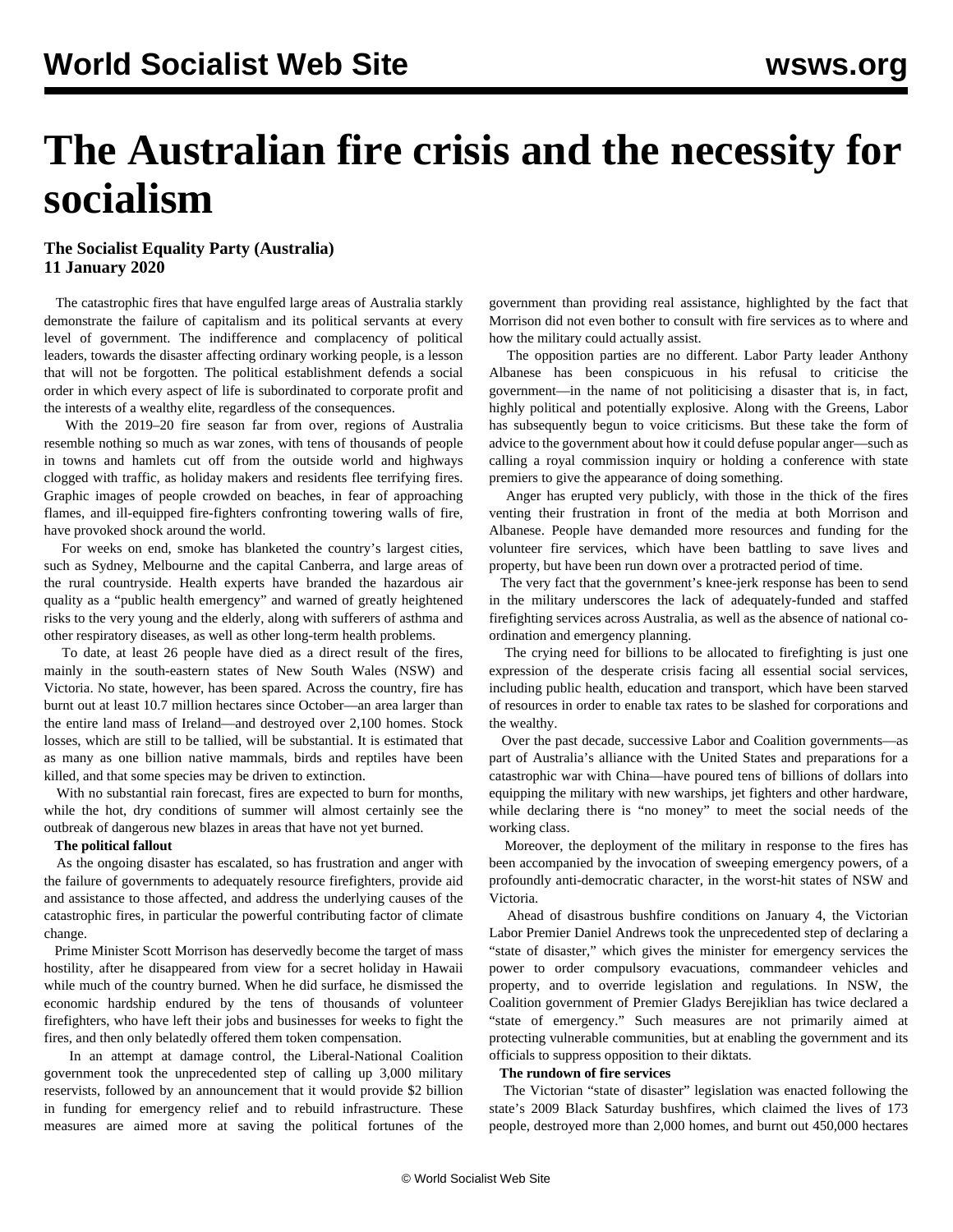# The Australian fire crisis and the necessity for socialism

**The Socialist Equality Party (Australia)**
**11 January 2020**

The catastrophic fires that have engulfed large areas of Australia starkly demonstrate the failure of capitalism and its political servants at every level of government. The indifference and complacency of political leaders, towards the disaster affecting ordinary working people, is a lesson that will not be forgotten. The political establishment defends a social order in which every aspect of life is subordinated to corporate profit and the interests of a wealthy elite, regardless of the consequences.

With the 2019–20 fire season far from over, regions of Australia resemble nothing so much as war zones, with tens of thousands of people in towns and hamlets cut off from the outside world and highways clogged with traffic, as holiday makers and residents flee terrifying fires. Graphic images of people crowded on beaches, in fear of approaching flames, and ill-equipped fire-fighters confronting towering walls of fire, have provoked shock around the world.

For weeks on end, smoke has blanketed the country's largest cities, such as Sydney, Melbourne and the capital Canberra, and large areas of the rural countryside. Health experts have branded the hazardous air quality as a "public health emergency" and warned of greatly heightened risks to the very young and the elderly, along with sufferers of asthma and other respiratory diseases, as well as other long-term health problems.

To date, at least 26 people have died as a direct result of the fires, mainly in the south-eastern states of New South Wales (NSW) and Victoria. No state, however, has been spared. Across the country, fire has burnt out at least 10.7 million hectares since October—an area larger than the entire land mass of Ireland—and destroyed over 2,100 homes. Stock losses, which are still to be tallied, will be substantial. It is estimated that as many as one billion native mammals, birds and reptiles have been killed, and that some species may be driven to extinction.

With no substantial rain forecast, fires are expected to burn for months, while the hot, dry conditions of summer will almost certainly see the outbreak of dangerous new blazes in areas that have not yet burned.

**The political fallout**

As the ongoing disaster has escalated, so has frustration and anger with the failure of governments to adequately resource firefighters, provide aid and assistance to those affected, and address the underlying causes of the catastrophic fires, in particular the powerful contributing factor of climate change.

Prime Minister Scott Morrison has deservedly become the target of mass hostility, after he disappeared from view for a secret holiday in Hawaii while much of the country burned. When he did surface, he dismissed the economic hardship endured by the tens of thousands of volunteer firefighters, who have left their jobs and businesses for weeks to fight the fires, and then only belatedly offered them token compensation.

In an attempt at damage control, the Liberal-National Coalition government took the unprecedented step of calling up 3,000 military reservists, followed by an announcement that it would provide $2 billion in funding for emergency relief and to rebuild infrastructure. These measures are aimed more at saving the political fortunes of the government than providing real assistance, highlighted by the fact that Morrison did not even bother to consult with fire services as to where and how the military could actually assist.

The opposition parties are no different. Labor Party leader Anthony Albanese has been conspicuous in his refusal to criticise the government—in the name of not politicising a disaster that is, in fact, highly political and potentially explosive. Along with the Greens, Labor has subsequently begun to voice criticisms. But these take the form of advice to the government about how it could defuse popular anger—such as calling a royal commission inquiry or holding a conference with state premiers to give the appearance of doing something.

Anger has erupted very publicly, with those in the thick of the fires venting their frustration in front of the media at both Morrison and Albanese. People have demanded more resources and funding for the volunteer fire services, which have been battling to save lives and property, but have been run down over a protracted period of time.

The very fact that the government's knee-jerk response has been to send in the military underscores the lack of adequately-funded and staffed firefighting services across Australia, as well as the absence of national co-ordination and emergency planning.

The crying need for billions to be allocated to firefighting is just one expression of the desperate crisis facing all essential social services, including public health, education and transport, which have been starved of resources in order to enable tax rates to be slashed for corporations and the wealthy.

Over the past decade, successive Labor and Coalition governments—as part of Australia's alliance with the United States and preparations for a catastrophic war with China—have poured tens of billions of dollars into equipping the military with new warships, jet fighters and other hardware, while declaring there is "no money" to meet the social needs of the working class.

Moreover, the deployment of the military in response to the fires has been accompanied by the invocation of sweeping emergency powers, of a profoundly anti-democratic character, in the worst-hit states of NSW and Victoria.

Ahead of disastrous bushfire conditions on January 4, the Victorian Labor Premier Daniel Andrews took the unprecedented step of declaring a "state of disaster," which gives the minister for emergency services the power to order compulsory evacuations, commandeer vehicles and property, and to override legislation and regulations. In NSW, the Coalition government of Premier Gladys Berejiklian has twice declared a "state of emergency." Such measures are not primarily aimed at protecting vulnerable communities, but at enabling the government and its officials to suppress opposition to their diktats.

**The rundown of fire services**

The Victorian "state of disaster" legislation was enacted following the state's 2009 Black Saturday bushfires, which claimed the lives of 173 people, destroyed more than 2,000 homes, and burnt out 450,000 hectares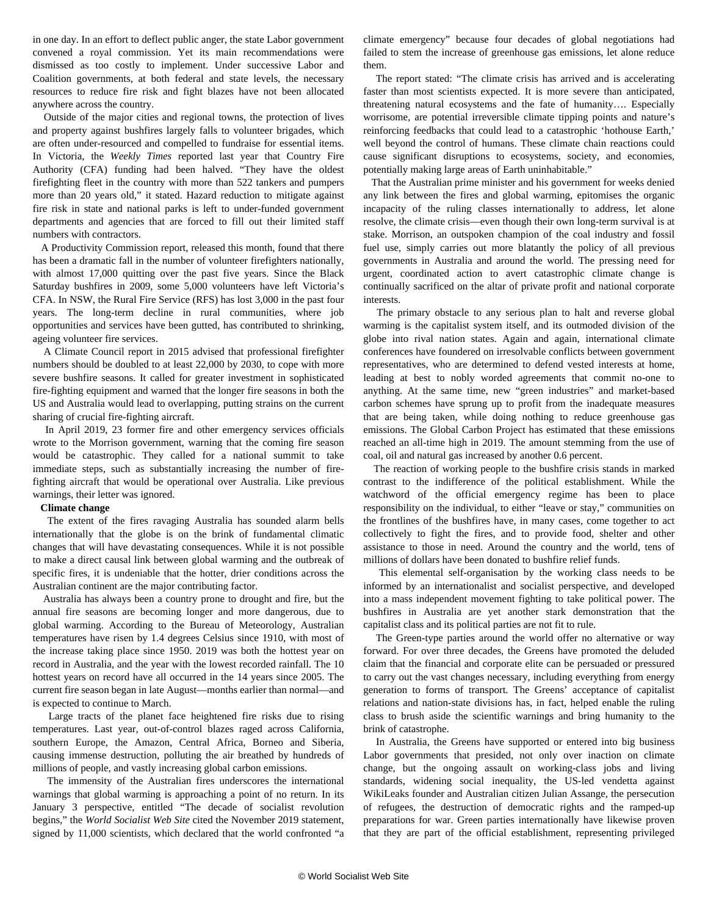in one day. In an effort to deflect public anger, the state Labor government convened a royal commission. Yet its main recommendations were dismissed as too costly to implement. Under successive Labor and Coalition governments, at both federal and state levels, the necessary resources to reduce fire risk and fight blazes have not been allocated anywhere across the country.

Outside of the major cities and regional towns, the protection of lives and property against bushfires largely falls to volunteer brigades, which are often under-resourced and compelled to fundraise for essential items. In Victoria, the *Weekly Times* reported last year that Country Fire Authority (CFA) funding had been halved. "They have the oldest firefighting fleet in the country with more than 522 tankers and pumpers more than 20 years old," it stated. Hazard reduction to mitigate against fire risk in state and national parks is left to under-funded government departments and agencies that are forced to fill out their limited staff numbers with contractors.

A Productivity Commission report, released this month, found that there has been a dramatic fall in the number of volunteer firefighters nationally, with almost 17,000 quitting over the past five years. Since the Black Saturday bushfires in 2009, some 5,000 volunteers have left Victoria's CFA. In NSW, the Rural Fire Service (RFS) has lost 3,000 in the past four years. The long-term decline in rural communities, where job opportunities and services have been gutted, has contributed to shrinking, ageing volunteer fire services.

A Climate Council report in 2015 advised that professional firefighter numbers should be doubled to at least 22,000 by 2030, to cope with more severe bushfire seasons. It called for greater investment in sophisticated fire-fighting equipment and warned that the longer fire seasons in both the US and Australia would lead to overlapping, putting strains on the current sharing of crucial fire-fighting aircraft.

In April 2019, 23 former fire and other emergency services officials wrote to the Morrison government, warning that the coming fire season would be catastrophic. They called for a national summit to take immediate steps, such as substantially increasing the number of fire-fighting aircraft that would be operational over Australia. Like previous warnings, their letter was ignored.

**Climate change**

The extent of the fires ravaging Australia has sounded alarm bells internationally that the globe is on the brink of fundamental climatic changes that will have devastating consequences. While it is not possible to make a direct causal link between global warming and the outbreak of specific fires, it is undeniable that the hotter, drier conditions across the Australian continent are the major contributing factor.

Australia has always been a country prone to drought and fire, but the annual fire seasons are becoming longer and more dangerous, due to global warming. According to the Bureau of Meteorology, Australian temperatures have risen by 1.4 degrees Celsius since 1910, with most of the increase taking place since 1950. 2019 was both the hottest year on record in Australia, and the year with the lowest recorded rainfall. The 10 hottest years on record have all occurred in the 14 years since 2005. The current fire season began in late August—months earlier than normal—and is expected to continue to March.

Large tracts of the planet face heightened fire risks due to rising temperatures. Last year, out-of-control blazes raged across California, southern Europe, the Amazon, Central Africa, Borneo and Siberia, causing immense destruction, polluting the air breathed by hundreds of millions of people, and vastly increasing global carbon emissions.

The immensity of the Australian fires underscores the international warnings that global warming is approaching a point of no return. In its January 3 perspective, entitled "The decade of socialist revolution begins," the *World Socialist Web Site* cited the November 2019 statement, signed by 11,000 scientists, which declared that the world confronted "a climate emergency" because four decades of global negotiations had failed to stem the increase of greenhouse gas emissions, let alone reduce them.

The report stated: "The climate crisis has arrived and is accelerating faster than most scientists expected. It is more severe than anticipated, threatening natural ecosystems and the fate of humanity…. Especially worrisome, are potential irreversible climate tipping points and nature's reinforcing feedbacks that could lead to a catastrophic 'hothouse Earth,' well beyond the control of humans. These climate chain reactions could cause significant disruptions to ecosystems, society, and economies, potentially making large areas of Earth uninhabitable."

That the Australian prime minister and his government for weeks denied any link between the fires and global warming, epitomises the organic incapacity of the ruling classes internationally to address, let alone resolve, the climate crisis—even though their own long-term survival is at stake. Morrison, an outspoken champion of the coal industry and fossil fuel use, simply carries out more blatantly the policy of all previous governments in Australia and around the world. The pressing need for urgent, coordinated action to avert catastrophic climate change is continually sacrificed on the altar of private profit and national corporate interests.

The primary obstacle to any serious plan to halt and reverse global warming is the capitalist system itself, and its outmoded division of the globe into rival nation states. Again and again, international climate conferences have foundered on irresolvable conflicts between government representatives, who are determined to defend vested interests at home, leading at best to nobly worded agreements that commit no-one to anything. At the same time, new "green industries" and market-based carbon schemes have sprung up to profit from the inadequate measures that are being taken, while doing nothing to reduce greenhouse gas emissions. The Global Carbon Project has estimated that these emissions reached an all-time high in 2019. The amount stemming from the use of coal, oil and natural gas increased by another 0.6 percent.

The reaction of working people to the bushfire crisis stands in marked contrast to the indifference of the political establishment. While the watchword of the official emergency regime has been to place responsibility on the individual, to either "leave or stay," communities on the frontlines of the bushfires have, in many cases, come together to act collectively to fight the fires, and to provide food, shelter and other assistance to those in need. Around the country and the world, tens of millions of dollars have been donated to bushfire relief funds.

This elemental self-organisation by the working class needs to be informed by an internationalist and socialist perspective, and developed into a mass independent movement fighting to take political power. The bushfires in Australia are yet another stark demonstration that the capitalist class and its political parties are not fit to rule.

The Green-type parties around the world offer no alternative or way forward. For over three decades, the Greens have promoted the deluded claim that the financial and corporate elite can be persuaded or pressured to carry out the vast changes necessary, including everything from energy generation to forms of transport. The Greens' acceptance of capitalist relations and nation-state divisions has, in fact, helped enable the ruling class to brush aside the scientific warnings and bring humanity to the brink of catastrophe.

In Australia, the Greens have supported or entered into big business Labor governments that presided, not only over inaction on climate change, but the ongoing assault on working-class jobs and living standards, widening social inequality, the US-led vendetta against WikiLeaks founder and Australian citizen Julian Assange, the persecution of refugees, the destruction of democratic rights and the ramped-up preparations for war. Green parties internationally have likewise proven that they are part of the official establishment, representing privileged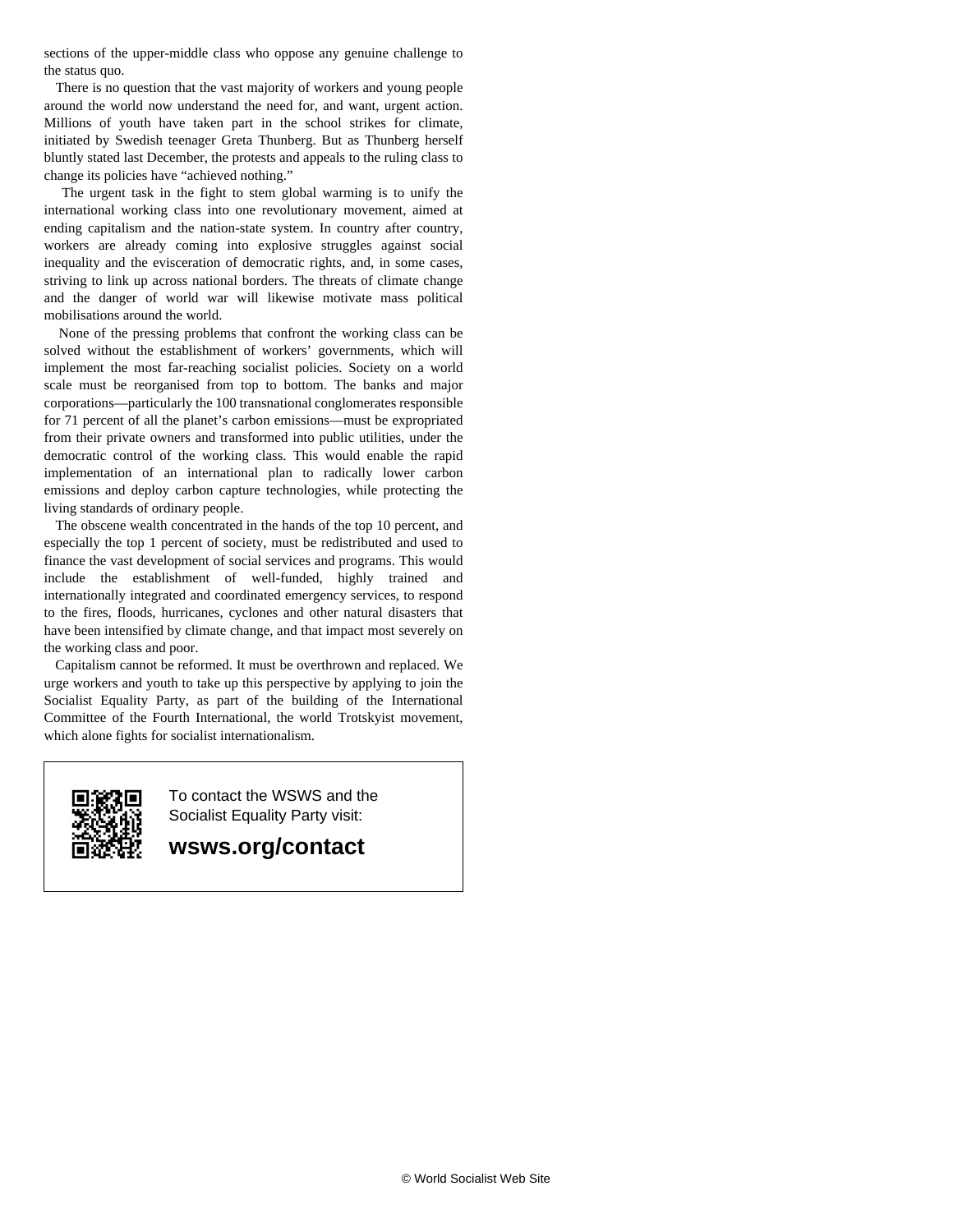sections of the upper-middle class who oppose any genuine challenge to the status quo.

There is no question that the vast majority of workers and young people around the world now understand the need for, and want, urgent action. Millions of youth have taken part in the school strikes for climate, initiated by Swedish teenager Greta Thunberg. But as Thunberg herself bluntly stated last December, the protests and appeals to the ruling class to change its policies have "achieved nothing."

The urgent task in the fight to stem global warming is to unify the international working class into one revolutionary movement, aimed at ending capitalism and the nation-state system. In country after country, workers are already coming into explosive struggles against social inequality and the evisceration of democratic rights, and, in some cases, striving to link up across national borders. The threats of climate change and the danger of world war will likewise motivate mass political mobilisations around the world.

None of the pressing problems that confront the working class can be solved without the establishment of workers' governments, which will implement the most far-reaching socialist policies. Society on a world scale must be reorganised from top to bottom. The banks and major corporations—particularly the 100 transnational conglomerates responsible for 71 percent of all the planet's carbon emissions—must be expropriated from their private owners and transformed into public utilities, under the democratic control of the working class. This would enable the rapid implementation of an international plan to radically lower carbon emissions and deploy carbon capture technologies, while protecting the living standards of ordinary people.

The obscene wealth concentrated in the hands of the top 10 percent, and especially the top 1 percent of society, must be redistributed and used to finance the vast development of social services and programs. This would include the establishment of well-funded, highly trained and internationally integrated and coordinated emergency services, to respond to the fires, floods, hurricanes, cyclones and other natural disasters that have been intensified by climate change, and that impact most severely on the working class and poor.

Capitalism cannot be reformed. It must be overthrown and replaced. We urge workers and youth to take up this perspective by applying to join the Socialist Equality Party, as part of the building of the International Committee of the Fourth International, the world Trotskyist movement, which alone fights for socialist internationalism.

To contact the WSWS and the Socialist Equality Party visit:

**wsws.org/contact**